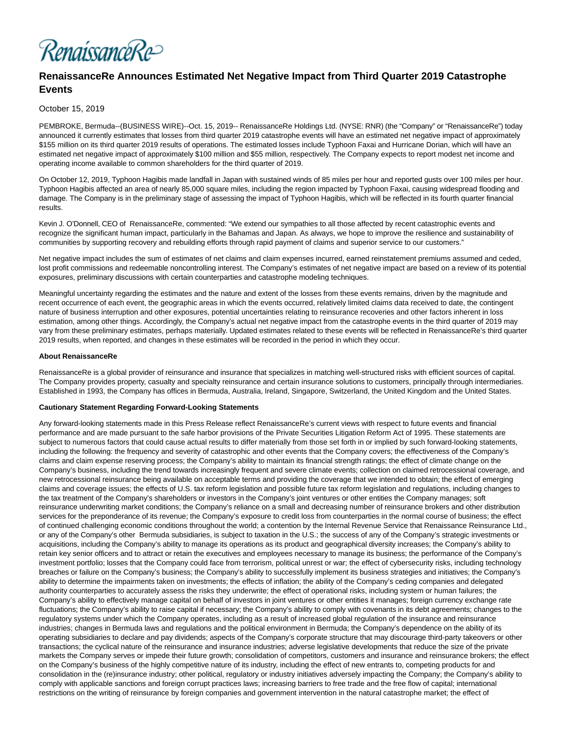RenaissanceRe

# RenaissanceRe Announces Estimated Net Negative Impact from Third Quarter 2019 Catastrophe Events

October 15, 2019

PEMBROKE, Bermuda--(BUSINESS WIRE)--Oct. 15, 2019-- RenaissanceRe Holdings Ltd. (NYSE: RNR) (the "Company" or "RenaissanceRe") today announced it currently estimates that losses from third quarter 2019 catastrophe events will have an estimated net negative impact of approximately $155 million on its third quarter 2019 results of operations. The estimated losses include Typhoon Faxai and Hurricane Dorian, which will have an estimated net negative impact of approximately $100 million and $55 million, respectively. The Company expects to report modest net income and operating income available to common shareholders for the third quarter of 2019.

On October 12, 2019, Typhoon Hagibis made landfall in Japan with sustained winds of 85 miles per hour and reported gusts over 100 miles per hour. Typhoon Hagibis affected an area of nearly 85,000 square miles, including the region impacted by Typhoon Faxai, causing widespread flooding and damage. The Company is in the preliminary stage of assessing the impact of Typhoon Hagibis, which will be reflected in its fourth quarter financial results.

Kevin J. O'Donnell, CEO of RenaissanceRe, commented: "We extend our sympathies to all those affected by recent catastrophic events and recognize the significant human impact, particularly in the Bahamas and Japan. As always, we hope to improve the resilience and sustainability of communities by supporting recovery and rebuilding efforts through rapid payment of claims and superior service to our customers."

Net negative impact includes the sum of estimates of net claims and claim expenses incurred, earned reinstatement premiums assumed and ceded, lost profit commissions and redeemable noncontrolling interest. The Company's estimates of net negative impact are based on a review of its potential exposures, preliminary discussions with certain counterparties and catastrophe modeling techniques.

Meaningful uncertainty regarding the estimates and the nature and extent of the losses from these events remains, driven by the magnitude and recent occurrence of each event, the geographic areas in which the events occurred, relatively limited claims data received to date, the contingent nature of business interruption and other exposures, potential uncertainties relating to reinsurance recoveries and other factors inherent in loss estimation, among other things. Accordingly, the Company's actual net negative impact from the catastrophe events in the third quarter of 2019 may vary from these preliminary estimates, perhaps materially. Updated estimates related to these events will be reflected in RenaissanceRe's third quarter 2019 results, when reported, and changes in these estimates will be recorded in the period in which they occur.

**About RenaissanceRe**

RenaissanceRe is a global provider of reinsurance and insurance that specializes in matching well-structured risks with efficient sources of capital. The Company provides property, casualty and specialty reinsurance and certain insurance solutions to customers, principally through intermediaries. Established in 1993, the Company has offices in Bermuda, Australia, Ireland, Singapore, Switzerland, the United Kingdom and the United States.

**Cautionary Statement Regarding Forward-Looking Statements**

Any forward-looking statements made in this Press Release reflect RenaissanceRe's current views with respect to future events and financial performance and are made pursuant to the safe harbor provisions of the Private Securities Litigation Reform Act of 1995. These statements are subject to numerous factors that could cause actual results to differ materially from those set forth in or implied by such forward-looking statements, including the following: the frequency and severity of catastrophic and other events that the Company covers; the effectiveness of the Company's claims and claim expense reserving process; the Company's ability to maintain its financial strength ratings; the effect of climate change on the Company's business, including the trend towards increasingly frequent and severe climate events; collection on claimed retrocessional coverage, and new retrocessional reinsurance being available on acceptable terms and providing the coverage that we intended to obtain; the effect of emerging claims and coverage issues; the effects of U.S. tax reform legislation and possible future tax reform legislation and regulations, including changes to the tax treatment of the Company's shareholders or investors in the Company's joint ventures or other entities the Company manages; soft reinsurance underwriting market conditions; the Company's reliance on a small and decreasing number of reinsurance brokers and other distribution services for the preponderance of its revenue; the Company's exposure to credit loss from counterparties in the normal course of business; the effect of continued challenging economic conditions throughout the world; a contention by the Internal Revenue Service that Renaissance Reinsurance Ltd., or any of the Company's other Bermuda subsidiaries, is subject to taxation in the U.S.; the success of any of the Company's strategic investments or acquisitions, including the Company's ability to manage its operations as its product and geographical diversity increases; the Company's ability to retain key senior officers and to attract or retain the executives and employees necessary to manage its business; the performance of the Company's investment portfolio; losses that the Company could face from terrorism, political unrest or war; the effect of cybersecurity risks, including technology breaches or failure on the Company's business; the Company's ability to successfully implement its business strategies and initiatives; the Company's ability to determine the impairments taken on investments; the effects of inflation; the ability of the Company's ceding companies and delegated authority counterparties to accurately assess the risks they underwrite; the effect of operational risks, including system or human failures; the Company's ability to effectively manage capital on behalf of investors in joint ventures or other entities it manages; foreign currency exchange rate fluctuations; the Company's ability to raise capital if necessary; the Company's ability to comply with covenants in its debt agreements; changes to the regulatory systems under which the Company operates, including as a result of increased global regulation of the insurance and reinsurance industries; changes in Bermuda laws and regulations and the political environment in Bermuda; the Company's dependence on the ability of its operating subsidiaries to declare and pay dividends; aspects of the Company's corporate structure that may discourage third-party takeovers or other transactions; the cyclical nature of the reinsurance and insurance industries; adverse legislative developments that reduce the size of the private markets the Company serves or impede their future growth; consolidation of competitors, customers and insurance and reinsurance brokers; the effect on the Company's business of the highly competitive nature of its industry, including the effect of new entrants to, competing products for and consolidation in the (re)insurance industry; other political, regulatory or industry initiatives adversely impacting the Company; the Company's ability to comply with applicable sanctions and foreign corrupt practices laws; increasing barriers to free trade and the free flow of capital; international restrictions on the writing of reinsurance by foreign companies and government intervention in the natural catastrophe market; the effect of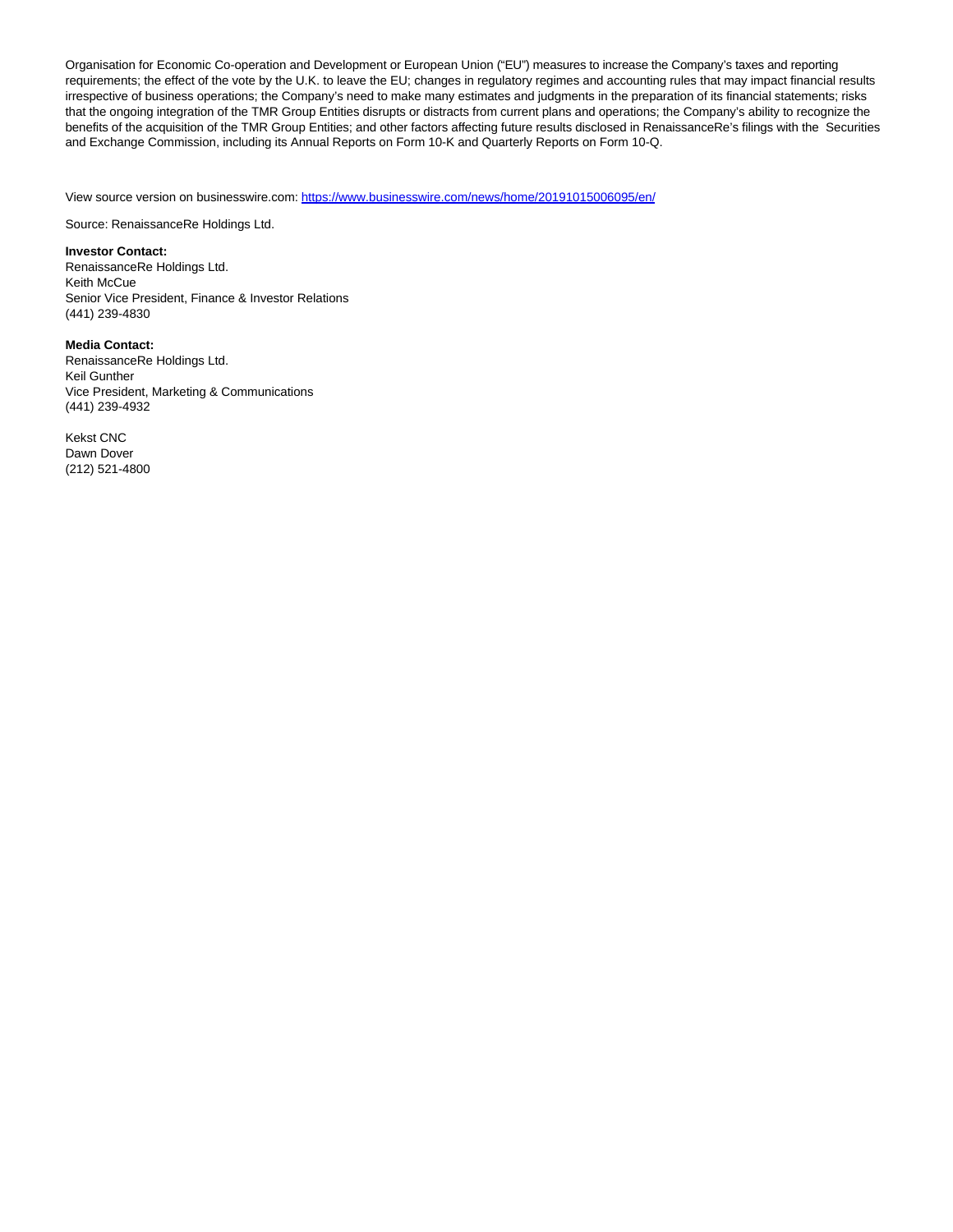Organisation for Economic Co-operation and Development or European Union ("EU") measures to increase the Company's taxes and reporting requirements; the effect of the vote by the U.K. to leave the EU; changes in regulatory regimes and accounting rules that may impact financial results irrespective of business operations; the Company's need to make many estimates and judgments in the preparation of its financial statements; risks that the ongoing integration of the TMR Group Entities disrupts or distracts from current plans and operations; the Company's ability to recognize the benefits of the acquisition of the TMR Group Entities; and other factors affecting future results disclosed in RenaissanceRe's filings with the Securities and Exchange Commission, including its Annual Reports on Form 10-K and Quarterly Reports on Form 10-Q.

View source version on businesswire.com: https://www.businesswire.com/news/home/20191015006095/en/

Source: RenaissanceRe Holdings Ltd.

**Investor Contact:**
RenaissanceRe Holdings Ltd.
Keith McCue
Senior Vice President, Finance & Investor Relations
(441) 239-4830

**Media Contact:**
RenaissanceRe Holdings Ltd.
Keil Gunther
Vice President, Marketing & Communications
(441) 239-4932

Kekst CNC
Dawn Dover
(212) 521-4800